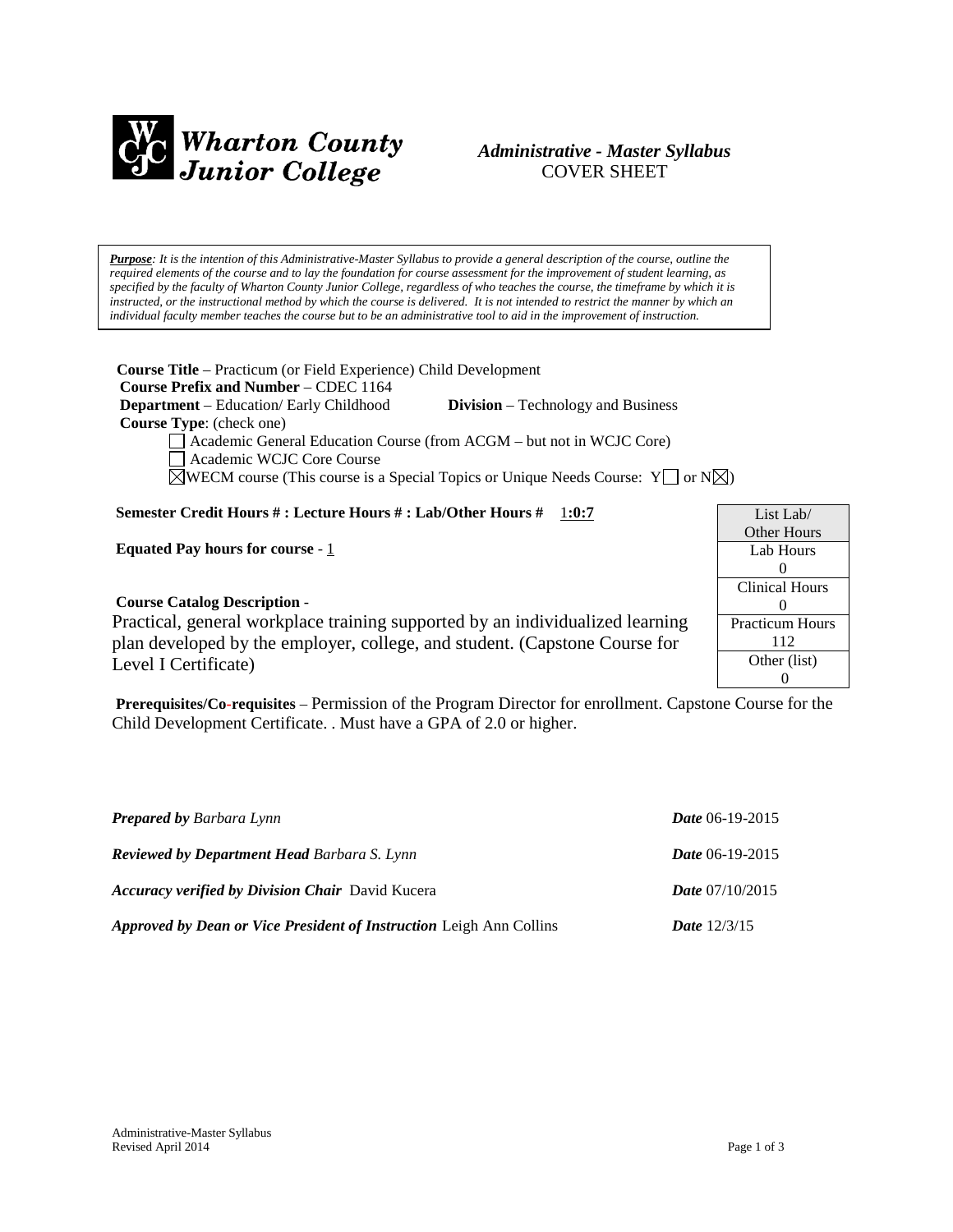**Wharton County Junior College**

***Administrative - Master Syllabus***
COVER SHEET

***Purpose**: It is the intention of this Administrative-Master Syllabus to provide a general description of the course, outline the required elements of the course and to lay the foundation for course assessment for the improvement of student learning, as specified by the faculty of Wharton County Junior College, regardless of who teaches the course, the timeframe by which it is instructed, or the instructional method by which the course is delivered. It is not intended to restrict the manner by which an individual faculty member teaches the course but to be an administrative tool to aid in the improvement of instruction.*

**Course Title** – Practicum (or Field Experience) Child Development
**Course Prefix and Number** – CDEC 1164
**Department** – Education/ Early Childhood **Division** – Technology and Business
**Course Type**: (check one)

☐ Academic General Education Course (from ACGM – but not in WCJC Core)
☐ Academic WCJC Core Course
☒ WECM course (This course is a Special Topics or Unique Needs Course: Y☐ or N☒)

**Semester Credit Hours # : Lecture Hours # : Lab/Other Hours #** 1:0:7

**Equated Pay hours for course** - 1

| List Lab/ Other Hours |
|---|
| Lab Hours 0 |
| Clinical Hours 0 |
| Practicum Hours 112 |
| Other (list) 0 |

**Course Catalog Description** -
Practical, general workplace training supported by an individualized learning plan developed by the employer, college, and student. (Capstone Course for Level I Certificate)

**Prerequisites/Co-requisites** – Permission of the Program Director for enrollment. Capstone Course for the Child Development Certificate. . Must have a GPA of 2.0 or higher.

***Prepared by*** *Barbara Lynn* ***Date*** 06-19-2015

***Reviewed by Department Head*** *Barbara S. Lynn* ***Date*** 06-19-2015

***Accuracy verified by Division Chair*** David Kucera ***Date*** 07/10/2015

***Approved by Dean or Vice President of Instruction*** Leigh Ann Collins ***Date*** 12/3/15

Administrative-Master Syllabus
Revised April 2014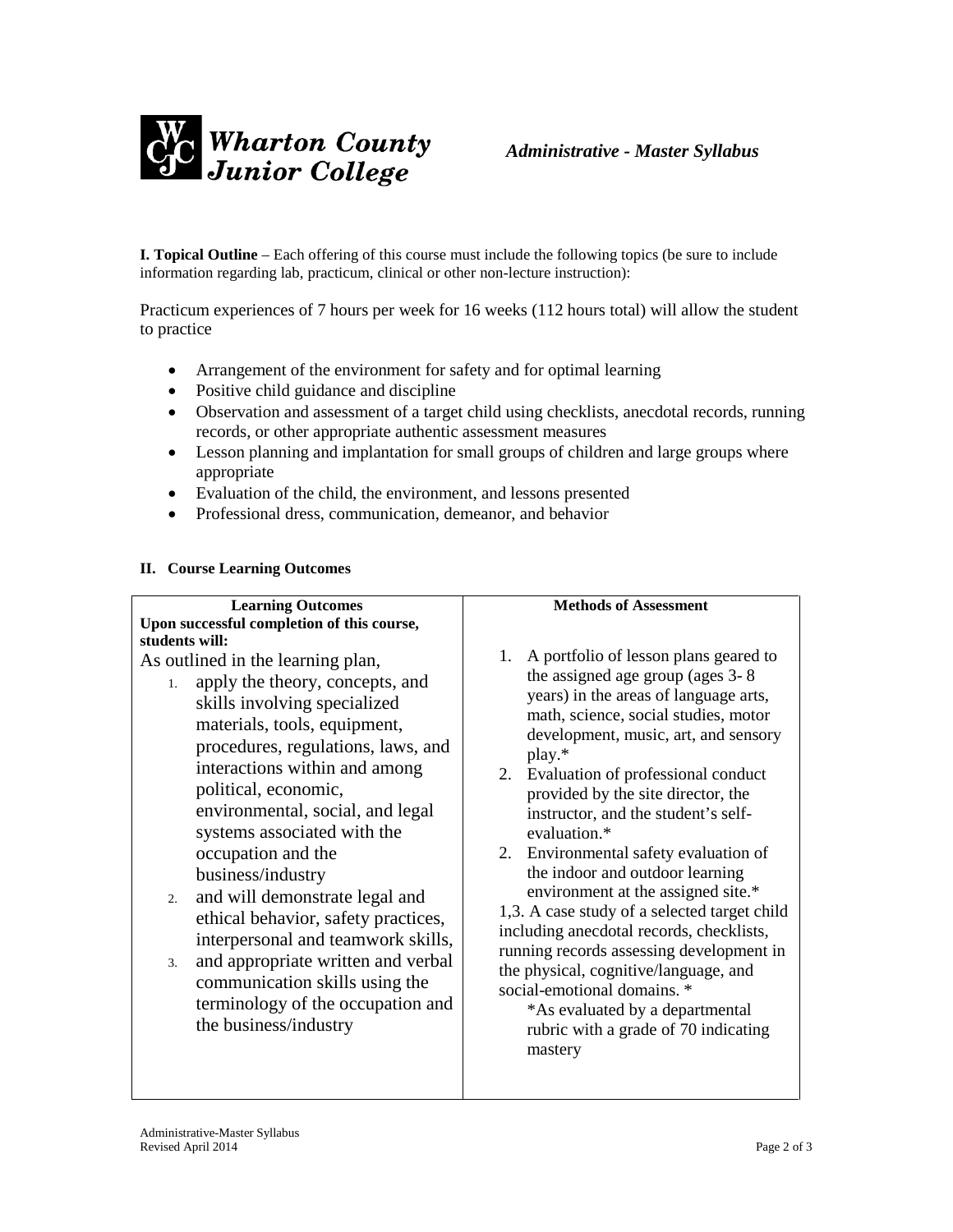I. **Topical Outline** – Each offering of this course must include the following topics (be sure to include information regarding lab, practicum, clinical or other non-lecture instruction):

Practicum experiences of 7 hours per week for 16 weeks (112 hours total) will allow the student to practice

- Arrangement of the environment for safety and for optimal learning
- Positive child guidance and discipline
- Observation and assessment of a target child using checklists, anecdotal records, running records, or other appropriate authentic assessment measures
- Lesson planning and implantation for small groups of children and large groups where appropriate
- Evaluation of the child, the environment, and lessons presented
- Professional dress, communication, demeanor, and behavior

## II. Course Learning Outcomes

| Learning Outcomes<br>Upon successful completion of this course, students will: | Methods of Assessment |
|---|---|
| As outlined in the learning plan,<br>1. apply the theory, concepts, and skills involving specialized materials, tools, equipment, procedures, regulations, laws, and interactions within and among political, economic, environmental, social, and legal systems associated with the occupation and the business/industry<br>2. and will demonstrate legal and ethical behavior, safety practices, interpersonal and teamwork skills,<br>3. and appropriate written and verbal communication skills using the terminology of the occupation and the business/industry | 1. A portfolio of lesson plans geared to the assigned age group (ages 3- 8 years) in the areas of language arts, math, science, social studies, motor development, music, art, and sensory play.*<br>2. Evaluation of professional conduct provided by the site director, the instructor, and the student's self-evaluation.*<br>2. Environmental safety evaluation of the indoor and outdoor learning environment at the assigned site.*<br>1,3. A case study of a selected target child including anecdotal records, checklists, running records assessing development in the physical, cognitive/language, and social-emotional domains. *<br>*As evaluated by a departmental rubric with a grade of 70 indicating mastery |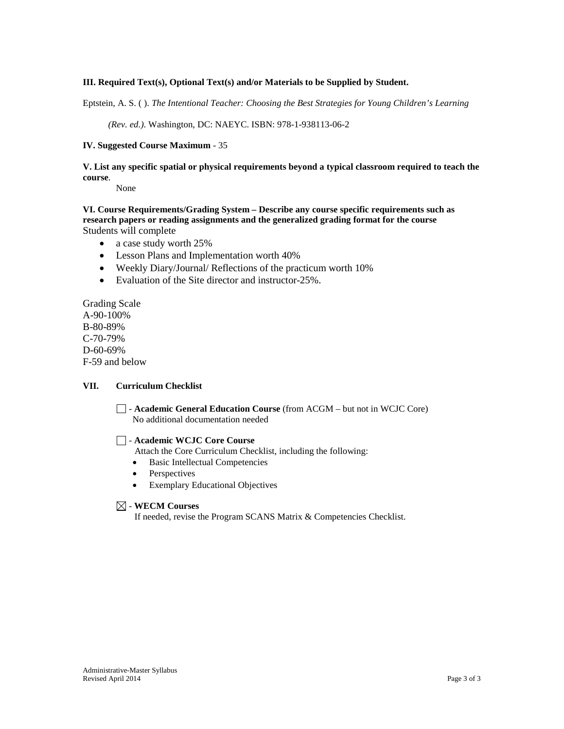**III. Required Text(s), Optional Text(s) and/or Materials to be Supplied by Student.**

Eptstein, A. S. ( ). *The Intentional Teacher: Choosing the Best Strategies for Young Children's Learning*

*(Rev. ed.).* Washington, DC: NAEYC. ISBN: 978-1-938113-06-2

**IV. Suggested Course Maximum** - 35

**V. List any specific spatial or physical requirements beyond a typical classroom required to teach the course**.

None

**VI. Course Requirements/Grading System – Describe any course specific requirements such as research papers or reading assignments and the generalized grading format for the course**

Students will complete

- a case study worth 25%
- Lesson Plans and Implementation worth 40%
- Weekly Diary/Journal/ Reflections of the practicum worth 10%
- Evaluation of the Site director and instructor-25%.

Grading Scale
A-90-100%
B-80-89%
C-70-79%
D-60-69%
F-59 and below

**VII. Curriculum Checklist**

☐ - **Academic General Education Course** (from ACGM – but not in WCJC Core)
No additional documentation needed

☐ - **Academic WCJC Core Course**
Attach the Core Curriculum Checklist, including the following:

- Basic Intellectual Competencies
- Perspectives
- Exemplary Educational Objectives

☒ - **WECM Courses**
If needed, revise the Program SCANS Matrix & Competencies Checklist.